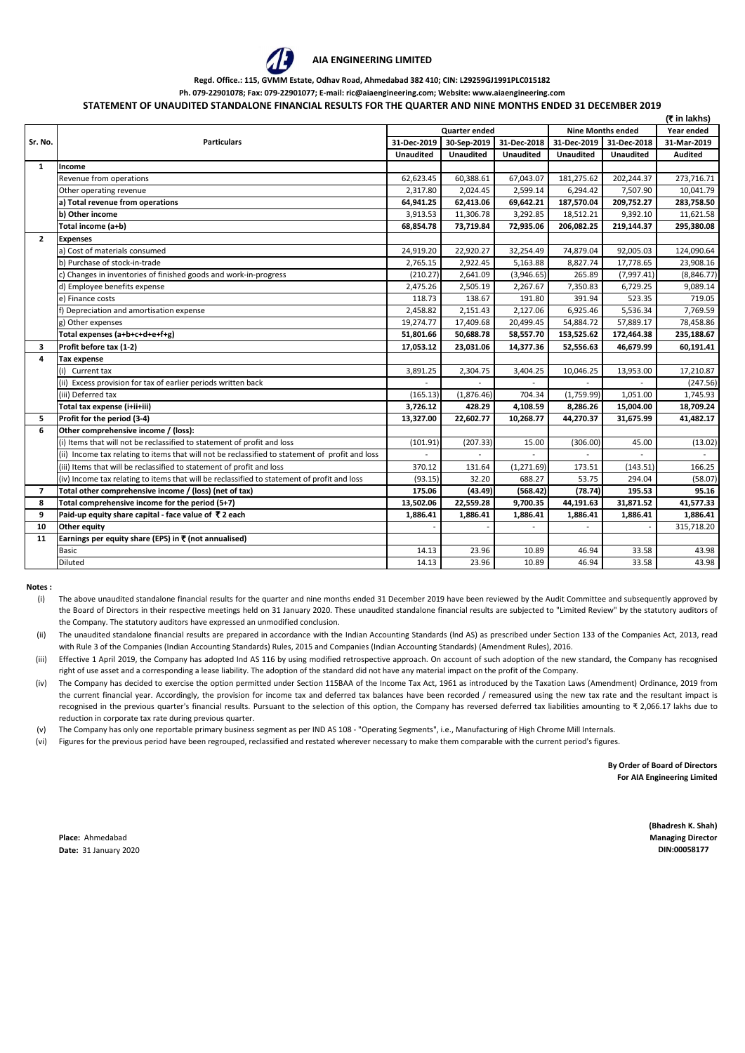# AIA ENGINEERING LIMITED

**Regd. Office.: 115, GVMM Estate, Odhav Road, Ahmedabad 382 410; CIN: L29259GJ1991PLC015182**

**Ph. 079-22901078; Fax: 079-22901077; E-mail: ric@aiaengineering.com; Website: www.aiaengineering.com**

**STATEMENT OF UNAUDITED STANDALONE FINANCIAL RESULTS FOR THE QUARTER AND NINE MONTHS ENDED 31 DECEMBER 2019**

(₹ in lakhs)

| Sr. No. | Particulars | Quarter ended | | | Nine Months ended | | Year ended |
|---|---|---|---|---|---|---|---|
| | | 31-Dec-2019 | 30-Sep-2019 | 31-Dec-2018 | 31-Dec-2019 | 31-Dec-2018 | 31-Mar-2019 |
| | | Unaudited | Unaudited | Unaudited | Unaudited | Unaudited | Audited |
| 1 | **Income** | | | | | | |
| | Revenue from operations | 62,623.45 | 60,388.61 | 67,043.07 | 181,275.62 | 202,244.37 | 273,716.71 |
| | Other operating revenue | 2,317.80 | 2,024.45 | 2,599.14 | 6,294.42 | 7,507.90 | 10,041.79 |
| | **a) Total revenue from operations** | **64,941.25** | **62,413.06** | **69,642.21** | **187,570.04** | **209,752.27** | **283,758.50** |
| | **b) Other income** | **3,913.53** | **11,306.78** | **3,292.85** | **18,512.21** | **9,392.10** | **11,621.58** |
| | **Total income (a+b)** | **68,854.78** | **73,719.84** | **72,935.06** | **206,082.25** | **219,144.37** | **295,380.08** |
| 2 | **Expenses** | | | | | | |
| | a) Cost of materials consumed | 24,919.20 | 22,920.27 | 32,254.49 | 74,879.04 | 92,005.03 | 124,090.64 |
| | b) Purchase of stock-in-trade | 2,765.15 | 2,922.45 | 5,163.88 | 8,827.74 | 17,778.65 | 23,908.16 |
| | c) Changes in inventories of finished goods and work-in-progress | (210.27) | 2,641.09 | (3,946.65) | 265.89 | (7,997.41) | (8,846.77) |
| | d) Employee benefits expense | 2,475.26 | 2,505.19 | 2,267.67 | 7,350.83 | 6,729.25 | 9,089.14 |
| | e) Finance costs | 118.73 | 138.67 | 191.80 | 391.94 | 523.35 | 719.05 |
| | f) Depreciation and amortisation expense | 2,458.82 | 2,151.43 | 2,127.06 | 6,925.46 | 5,536.34 | 7,769.59 |
| | g) Other expenses | 19,274.77 | 17,409.68 | 20,499.45 | 54,884.72 | 57,889.17 | 78,458.86 |
| | **Total expenses (a+b+c+d+e+f+g)** | **51,801.66** | **50,688.78** | **58,557.70** | **153,525.62** | **172,464.38** | **235,188.67** |
| 3 | **Profit before tax (1-2)** | **17,053.12** | **23,031.06** | **14,377.36** | **52,556.63** | **46,679.99** | **60,191.41** |
| 4 | **Tax expense** | | | | | | |
| | (i) Current tax | 3,891.25 | 2,304.75 | 3,404.25 | 10,046.25 | 13,953.00 | 17,210.87 |
| | (ii) Excess provision for tax of earlier periods written back | - | - | - | - | - | (247.56) |
| | (iii) Deferred tax | (165.13) | (1,876.46) | 704.34 | (1,759.99) | 1,051.00 | 1,745.93 |
| | **Total tax expense (i+ii+iii)** | **3,726.12** | **428.29** | **4,108.59** | **8,286.26** | **15,004.00** | **18,709.24** |
| 5 | **Profit for the period (3-4)** | **13,327.00** | **22,602.77** | **10,268.77** | **44,270.37** | **31,675.99** | **41,482.17** |
| 6 | **Other comprehensive income / (loss):** | | | | | | |
| | (i) Items that will not be reclassified to statement of profit and loss | (101.91) | (207.33) | 15.00 | (306.00) | 45.00 | (13.02) |
| | (ii) Income tax relating to items that will not be reclassified to statement of profit and loss | - | - | - | - | - | - |
| | (iii) Items that will be reclassified to statement of profit and loss | 370.12 | 131.64 | (1,271.69) | 173.51 | (143.51) | 166.25 |
| | (iv) Income tax relating to items that will be reclassified to statement of profit and loss | (93.15) | 32.20 | 688.27 | 53.75 | 294.04 | (58.07) |
| 7 | **Total other comprehensive income / (loss) (net of tax)** | **175.06** | **(43.49)** | **(568.42)** | **(78.74)** | **195.53** | **95.16** |
| 8 | **Total comprehensive income for the period (5+7)** | **13,502.06** | **22,559.28** | **9,700.35** | **44,191.63** | **31,871.52** | **41,577.33** |
| 9 | **Paid-up equity share capital - face value of ₹ 2 each** | **1,886.41** | **1,886.41** | **1,886.41** | **1,886.41** | **1,886.41** | **1,886.41** |
| 10 | **Other equity** | - | - | - | - | - | 315,718.20 |
| 11 | **Earnings per equity share (EPS) in ₹ (not annualised)** | | | | | | |
| | Basic | 14.13 | 23.96 | 10.89 | 46.94 | 33.58 | 43.98 |
| | Diluted | 14.13 | 23.96 | 10.89 | 46.94 | 33.58 | 43.98 |

**Notes :**

(i) The above unaudited standalone financial results for the quarter and nine months ended 31 December 2019 have been reviewed by the Audit Committee and subsequently approved by the Board of Directors in their respective meetings held on 31 January 2020. These unaudited standalone financial results are subjected to "Limited Review" by the statutory auditors of the Company. The statutory auditors have expressed an unmodified conclusion.

(ii) The unaudited standalone financial results are prepared in accordance with the Indian Accounting Standards (Ind AS) as prescribed under Section 133 of the Companies Act, 2013, read with Rule 3 of the Companies (Indian Accounting Standards) Rules, 2015 and Companies (Indian Accounting Standards) (Amendment Rules), 2016.

(iii) Effective 1 April 2019, the Company has adopted Ind AS 116 by using modified retrospective approach. On account of such adoption of the new standard, the Company has recognised right of use asset and a corresponding a lease liability. The adoption of the standard did not have any material impact on the profit of the Company.

(iv) The Company has decided to exercise the option permitted under Section 115BAA of the Income Tax Act, 1961 as introduced by the Taxation Laws (Amendment) Ordinance, 2019 from the current financial year. Accordingly, the provision for income tax and deferred tax balances have been recorded / remeasured using the new tax rate and the resultant impact is recognised in the previous quarter's financial results. Pursuant to the selection of this option, the Company has reversed deferred tax liabilities amounting to ₹ 2,066.17 lakhs due to reduction in corporate tax rate during previous quarter.

(v) The Company has only one reportable primary business segment as per IND AS 108 - "Operating Segments", i.e., Manufacturing of High Chrome Mill Internals.

(vi) Figures for the previous period have been regrouped, reclassified and restated wherever necessary to make them comparable with the current period's figures.

**By Order of Board of Directors**
**For AIA Engineering Limited**

**(Bhadresh K. Shah)**
**Managing Director**
**DIN:00058177**

**Place:** Ahmedabad
**Date:** 31 January 2020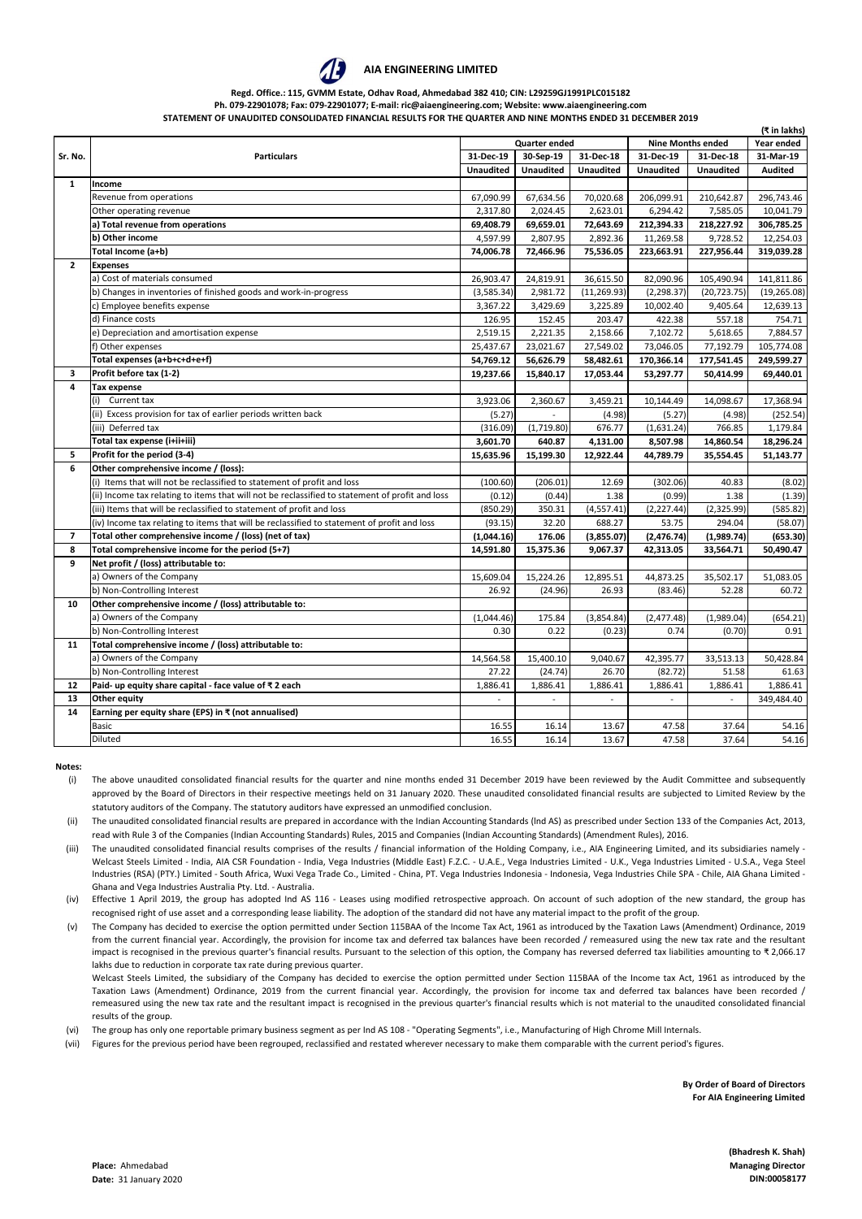# AIA ENGINEERING LIMITED

**Regd. Office.: 115, GVMM Estate, Odhav Road, Ahmedabad 382 410; CIN: L29259GJ1991PLC015182**
**Ph. 079-22901078; Fax: 079-22901077; E-mail: ric@aiaengineering.com; Website: www.aiaengineering.com**
**STATEMENT OF UNAUDITED CONSOLIDATED FINANCIAL RESULTS FOR THE QUARTER AND NINE MONTHS ENDED 31 DECEMBER 2019**

(₹ in lakhs)

| Sr. No. | Particulars | Quarter ended | | | Nine Months ended | | Year ended |
|---|---|---|---|---|---|---|---|
| | | 31-Dec-19 | 30-Sep-19 | 31-Dec-18 | 31-Dec-19 | 31-Dec-18 | 31-Mar-19 |
| | | Unaudited | Unaudited | Unaudited | Unaudited | Unaudited | Audited |
| **1** | **Income** | | | | | | |
| | Revenue from operations | 67,090.99 | 67,634.56 | 70,020.68 | 206,099.91 | 210,642.87 | 296,743.46 |
| | Other operating revenue | 2,317.80 | 2,024.45 | 2,623.01 | 6,294.42 | 7,585.05 | 10,041.79 |
| | **a) Total revenue from operations** | **69,408.79** | **69,659.01** | **72,643.69** | **212,394.33** | **218,227.92** | **306,785.25** |
| | **b) Other income** | 4,597.99 | 2,807.95 | 2,892.36 | 11,269.58 | 9,728.52 | 12,254.03 |
| | **Total Income (a+b)** | **74,006.78** | **72,466.96** | **75,536.05** | **223,663.91** | **227,956.44** | **319,039.28** |
| **2** | **Expenses** | | | | | | |
| | a) Cost of materials consumed | 26,903.47 | 24,819.91 | 36,615.50 | 82,090.96 | 105,490.94 | 141,811.86 |
| | b) Changes in inventories of finished goods and work-in-progress | (3,585.34) | 2,981.72 | (11,269.93) | (2,298.37) | (20,723.75) | (19,265.08) |
| | c) Employee benefits expense | 3,367.22 | 3,429.69 | 3,225.89 | 10,002.40 | 9,405.64 | 12,639.13 |
| | d) Finance costs | 126.95 | 152.45 | 203.47 | 422.38 | 557.18 | 754.71 |
| | e) Depreciation and amortisation expense | 2,519.15 | 2,221.35 | 2,158.66 | 7,102.72 | 5,618.65 | 7,884.57 |
| | f) Other expenses | 25,437.67 | 23,021.67 | 27,549.02 | 73,046.05 | 77,192.79 | 105,774.08 |
| | **Total expenses (a+b+c+d+e+f)** | **54,769.12** | **56,626.79** | **58,482.61** | **170,366.14** | **177,541.45** | **249,599.27** |
| **3** | **Profit before tax (1-2)** | **19,237.66** | **15,840.17** | **17,053.44** | **53,297.77** | **50,414.99** | **69,440.01** |
| **4** | **Tax expense** | | | | | | |
| | (i) Current tax | 3,923.06 | 2,360.67 | 3,459.21 | 10,144.49 | 14,098.67 | 17,368.94 |
| | (ii) Excess provision for tax of earlier periods written back | (5.27) | - | (4.98) | (5.27) | (4.98) | (252.54) |
| | (iii) Deferred tax | (316.09) | (1,719.80) | 676.77 | (1,631.24) | 766.85 | 1,179.84 |
| | **Total tax expense (i+ii+iii)** | **3,601.70** | **640.87** | **4,131.00** | **8,507.98** | **14,860.54** | **18,296.24** |
| **5** | **Profit for the period (3-4)** | **15,635.96** | **15,199.30** | **12,922.44** | **44,789.79** | **35,554.45** | **51,143.77** |
| **6** | **Other comprehensive income / (loss):** | | | | | | |
| | (i) Items that will not be reclassified to statement of profit and loss | (100.60) | (206.01) | 12.69 | (302.06) | 40.83 | (8.02) |
| | (ii) Income tax relating to items that will not be reclassified to statement of profit and loss | (0.12) | (0.44) | 1.38 | (0.99) | 1.38 | (1.39) |
| | (iii) Items that will be reclassified to statement of profit and loss | (850.29) | 350.31 | (4,557.41) | (2,227.44) | (2,325.99) | (585.82) |
| | (iv) Income tax relating to items that will be reclassified to statement of profit and loss | (93.15) | 32.20 | 688.27 | 53.75 | 294.04 | (58.07) |
| **7** | **Total other comprehensive income / (loss) (net of tax)** | **(1,044.16)** | **176.06** | **(3,855.07)** | **(2,476.74)** | **(1,989.74)** | **(653.30)** |
| **8** | **Total comprehensive income for the period (5+7)** | **14,591.80** | **15,375.36** | **9,067.37** | **42,313.05** | **33,564.71** | **50,490.47** |
| **9** | **Net profit / (loss) attributable to:** | | | | | | |
| | a) Owners of the Company | 15,609.04 | 15,224.26 | 12,895.51 | 44,873.25 | 35,502.17 | 51,083.05 |
| | b) Non-Controlling Interest | 26.92 | (24.96) | 26.93 | (83.46) | 52.28 | 60.72 |
| **10** | **Other comprehensive income / (loss) attributable to:** | | | | | | |
| | a) Owners of the Company | (1,044.46) | 175.84 | (3,854.84) | (2,477.48) | (1,989.04) | (654.21) |
| | b) Non-Controlling Interest | 0.30 | 0.22 | (0.23) | 0.74 | (0.70) | 0.91 |
| **11** | **Total comprehensive income / (loss) attributable to:** | | | | | | |
| | a) Owners of the Company | 14,564.58 | 15,400.10 | 9,040.67 | 42,395.77 | 33,513.13 | 50,428.84 |
| | b) Non-Controlling Interest | 27.22 | (24.74) | 26.70 | (82.72) | 51.58 | 61.63 |
| **12** | **Paid- up equity share capital - face value of ₹ 2 each** | 1,886.41 | 1,886.41 | 1,886.41 | 1,886.41 | 1,886.41 | 1,886.41 |
| **13** | **Other equity** | - | - | - | - | - | 349,484.40 |
| **14** | **Earning per equity share (EPS) in ₹ (not annualised)** | | | | | | |
| | Basic | 16.55 | 16.14 | 13.67 | 47.58 | 37.64 | 54.16 |
| | Diluted | 16.55 | 16.14 | 13.67 | 47.58 | 37.64 | 54.16 |

**Notes:**

(i) The above unaudited consolidated financial results for the quarter and nine months ended 31 December 2019 have been reviewed by the Audit Committee and subsequently approved by the Board of Directors in their respective meetings held on 31 January 2020. These unaudited consolidated financial results are subjected to Limited Review by the statutory auditors of the Company. The statutory auditors have expressed an unmodified conclusion.

(ii) The unaudited consolidated financial results are prepared in accordance with the Indian Accounting Standards (Ind AS) as prescribed under Section 133 of the Companies Act, 2013, read with Rule 3 of the Companies (Indian Accounting Standards) Rules, 2015 and Companies (Indian Accounting Standards) (Amendment Rules), 2016.

(iii) The unaudited consolidated financial results comprises of the results / financial information of the Holding Company, i.e., AIA Engineering Limited, and its subsidiaries namely - Welcast Steels Limited - India, AIA CSR Foundation - India, Vega Industries (Middle East) F.Z.C. - U.A.E., Vega Industries Limited - U.K., Vega Industries Limited - U.S.A., Vega Steel Industries (RSA) (PTY.) Limited - South Africa, Wuxi Vega Trade Co., Limited - China, PT. Vega Industries Indonesia - Indonesia, Vega Industries Chile SPA - Chile, AIA Ghana Limited - Ghana and Vega Industries Australia Pty. Ltd. - Australia.

(iv) Effective 1 April 2019, the group has adopted Ind AS 116 - Leases using modified retrospective approach. On account of such adoption of the new standard, the group has recognised right of use asset and a corresponding lease liability. The adoption of the standard did not have any material impact to the profit of the group.

(v) The Company has decided to exercise the option permitted under Section 115BAA of the Income Tax Act, 1961 as introduced by the Taxation Laws (Amendment) Ordinance, 2019 from the current financial year. Accordingly, the provision for income tax and deferred tax balances have been recorded / remeasured using the new tax rate and the resultant impact is recognised in the previous quarter's financial results. Pursuant to the selection of this option, the Company has reversed deferred tax liabilities amounting to ₹ 2,066.17 lakhs due to reduction in corporate tax rate during previous quarter.

Welcast Steels Limited, the subsidiary of the Company has decided to exercise the option permitted under Section 115BAA of the Income tax Act, 1961 as introduced by the Taxation Laws (Amendment) Ordinance, 2019 from the current financial year. Accordingly, the provision for income tax and deferred tax balances have been recorded / remeasured using the new tax rate and the resultant impact is recognised in the previous quarter's financial results which is not material to the unaudited consolidated financial results of the group.

(vi) The group has only one reportable primary business segment as per Ind AS 108 - "Operating Segments", i.e., Manufacturing of High Chrome Mill Internals.

(vii) Figures for the previous period have been regrouped, reclassified and restated wherever necessary to make them comparable with the current period's figures.

**By Order of Board of Directors**
**For AIA Engineering Limited**

**(Bhadresh K. Shah)**
**Managing Director**
**DIN:00058177**

**Place:** Ahmedabad
**Date:** 31 January 2020